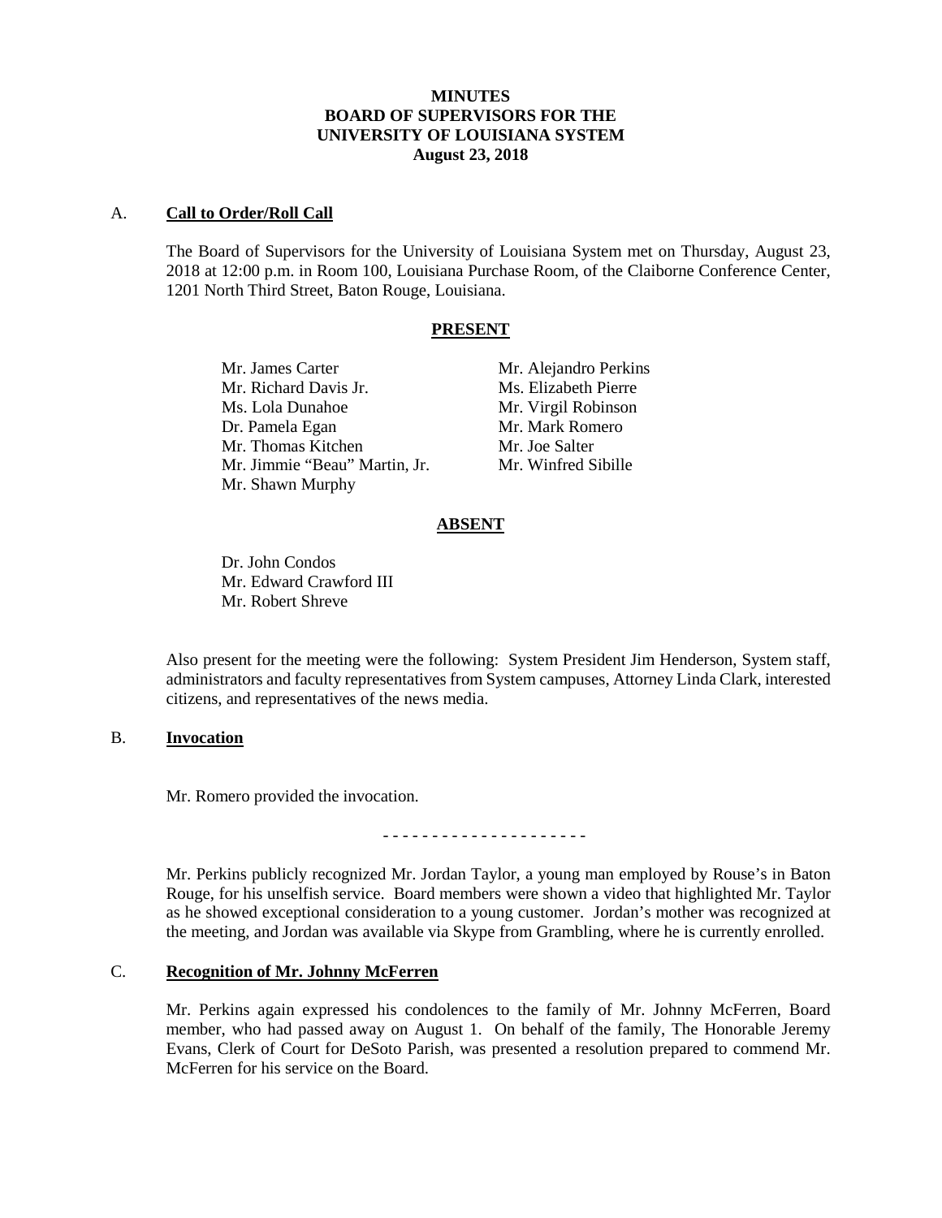# MINUTES
# BOARD OF SUPERVISORS FOR THE
# UNIVERSITY OF LOUISIANA SYSTEM
# August 23, 2018

## A. Call to Order/Roll Call

The Board of Supervisors for the University of Louisiana System met on Thursday, August 23, 2018 at 12:00 p.m. in Room 100, Louisiana Purchase Room, of the Claiborne Conference Center, 1201 North Third Street, Baton Rouge, Louisiana.

### PRESENT

Mr. James Carter
Mr. Richard Davis Jr.
Ms. Lola Dunahoe
Dr. Pamela Egan
Mr. Thomas Kitchen
Mr. Jimmie "Beau" Martin, Jr.
Mr. Shawn Murphy
Mr. Alejandro Perkins
Ms. Elizabeth Pierre
Mr. Virgil Robinson
Mr. Mark Romero
Mr. Joe Salter
Mr. Winfred Sibille

### ABSENT

Dr. John Condos
Mr. Edward Crawford III
Mr. Robert Shreve

Also present for the meeting were the following: System President Jim Henderson, System staff, administrators and faculty representatives from System campuses, Attorney Linda Clark, interested citizens, and representatives of the news media.

## B. Invocation

Mr. Romero provided the invocation.

- - - - - - - - - - - - - - - - - - - - -

Mr. Perkins publicly recognized Mr. Jordan Taylor, a young man employed by Rouse's in Baton Rouge, for his unselfish service. Board members were shown a video that highlighted Mr. Taylor as he showed exceptional consideration to a young customer. Jordan's mother was recognized at the meeting, and Jordan was available via Skype from Grambling, where he is currently enrolled.

## C. Recognition of Mr. Johnny McFerren

Mr. Perkins again expressed his condolences to the family of Mr. Johnny McFerren, Board member, who had passed away on August 1. On behalf of the family, The Honorable Jeremy Evans, Clerk of Court for DeSoto Parish, was presented a resolution prepared to commend Mr. McFerren for his service on the Board.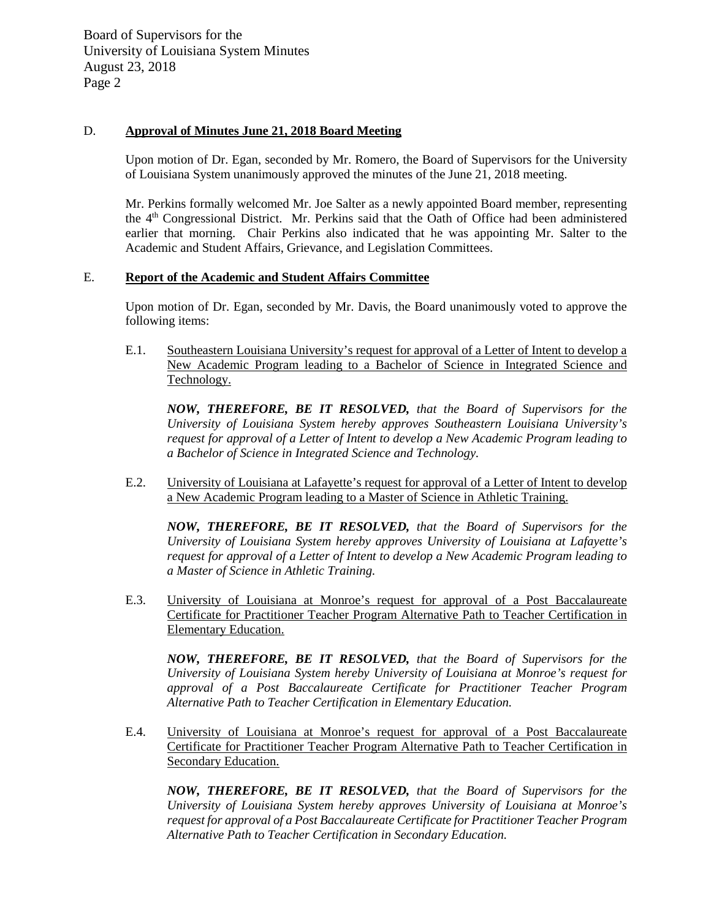## D. Approval of Minutes June 21, 2018 Board Meeting

Upon motion of Dr. Egan, seconded by Mr. Romero, the Board of Supervisors for the University of Louisiana System unanimously approved the minutes of the June 21, 2018 meeting.

Mr. Perkins formally welcomed Mr. Joe Salter as a newly appointed Board member, representing the 4th Congressional District. Mr. Perkins said that the Oath of Office had been administered earlier that morning. Chair Perkins also indicated that he was appointing Mr. Salter to the Academic and Student Affairs, Grievance, and Legislation Committees.

## E. Report of the Academic and Student Affairs Committee

Upon motion of Dr. Egan, seconded by Mr. Davis, the Board unanimously voted to approve the following items:

E.1. Southeastern Louisiana University's request for approval of a Letter of Intent to develop a New Academic Program leading to a Bachelor of Science in Integrated Science and Technology.

***NOW, THEREFORE, BE IT RESOLVED,*** *that the Board of Supervisors for the University of Louisiana System hereby approves Southeastern Louisiana University's request for approval of a Letter of Intent to develop a New Academic Program leading to a Bachelor of Science in Integrated Science and Technology.*

E.2. University of Louisiana at Lafayette's request for approval of a Letter of Intent to develop a New Academic Program leading to a Master of Science in Athletic Training.

***NOW, THEREFORE, BE IT RESOLVED,*** *that the Board of Supervisors for the University of Louisiana System hereby approves University of Louisiana at Lafayette's request for approval of a Letter of Intent to develop a New Academic Program leading to a Master of Science in Athletic Training.*

E.3. University of Louisiana at Monroe's request for approval of a Post Baccalaureate Certificate for Practitioner Teacher Program Alternative Path to Teacher Certification in Elementary Education.

***NOW, THEREFORE, BE IT RESOLVED,*** *that the Board of Supervisors for the University of Louisiana System hereby University of Louisiana at Monroe's request for approval of a Post Baccalaureate Certificate for Practitioner Teacher Program Alternative Path to Teacher Certification in Elementary Education.*

E.4. University of Louisiana at Monroe's request for approval of a Post Baccalaureate Certificate for Practitioner Teacher Program Alternative Path to Teacher Certification in Secondary Education.

***NOW, THEREFORE, BE IT RESOLVED,*** *that the Board of Supervisors for the University of Louisiana System hereby approves University of Louisiana at Monroe's request for approval of a Post Baccalaureate Certificate for Practitioner Teacher Program Alternative Path to Teacher Certification in Secondary Education.*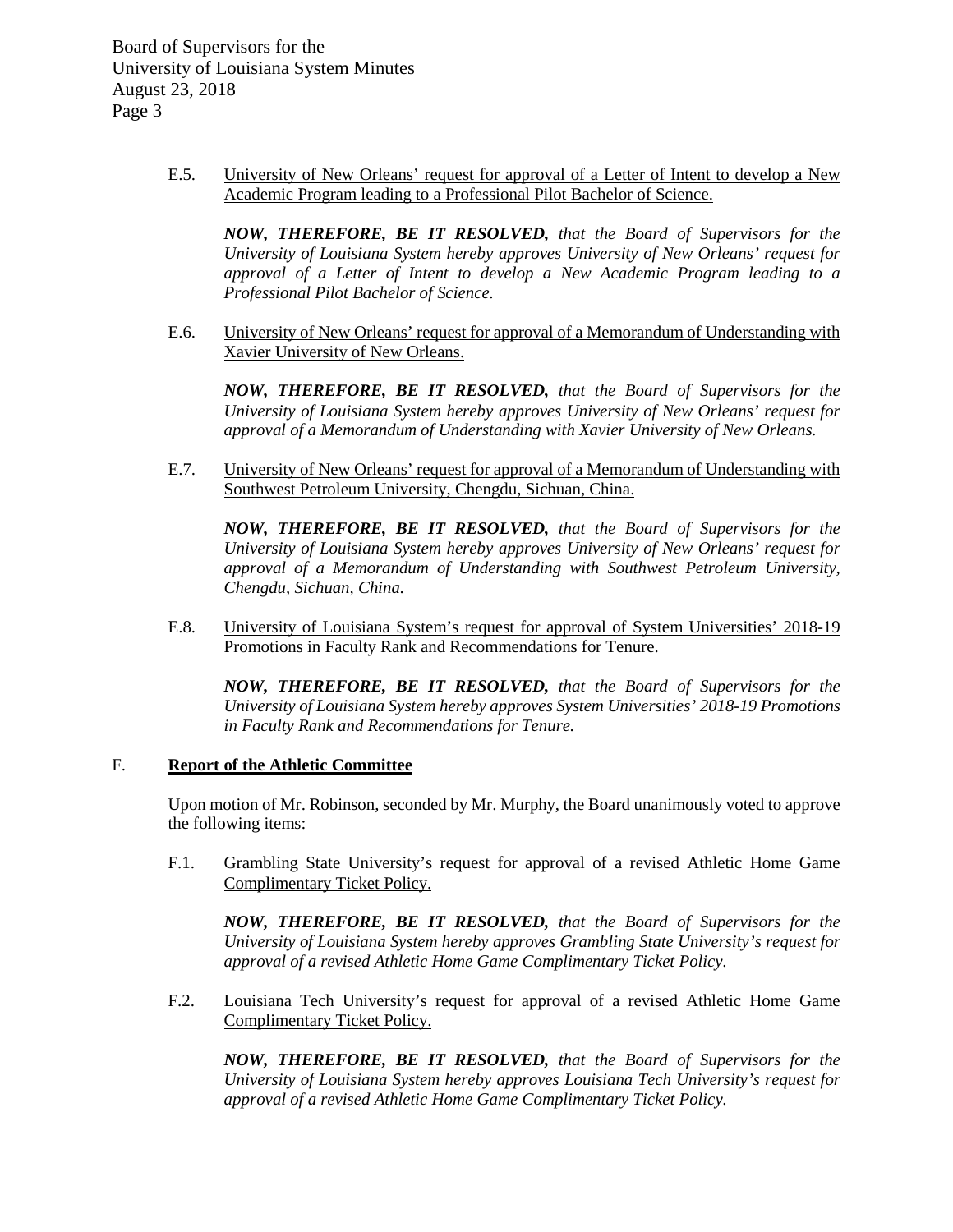E.5. University of New Orleans' request for approval of a Letter of Intent to develop a New Academic Program leading to a Professional Pilot Bachelor of Science.

***NOW, THEREFORE, BE IT RESOLVED,*** *that the Board of Supervisors for the University of Louisiana System hereby approves University of New Orleans' request for approval of a Letter of Intent to develop a New Academic Program leading to a Professional Pilot Bachelor of Science.*

E.6. University of New Orleans' request for approval of a Memorandum of Understanding with Xavier University of New Orleans.

***NOW, THEREFORE, BE IT RESOLVED,*** *that the Board of Supervisors for the University of Louisiana System hereby approves University of New Orleans' request for approval of a Memorandum of Understanding with Xavier University of New Orleans.*

E.7. University of New Orleans' request for approval of a Memorandum of Understanding with Southwest Petroleum University, Chengdu, Sichuan, China.

***NOW, THEREFORE, BE IT RESOLVED,*** *that the Board of Supervisors for the University of Louisiana System hereby approves University of New Orleans' request for approval of a Memorandum of Understanding with Southwest Petroleum University, Chengdu, Sichuan, China.*

E.8. University of Louisiana System's request for approval of System Universities' 2018-19 Promotions in Faculty Rank and Recommendations for Tenure.

***NOW, THEREFORE, BE IT RESOLVED,*** *that the Board of Supervisors for the University of Louisiana System hereby approves System Universities' 2018-19 Promotions in Faculty Rank and Recommendations for Tenure.*

## F. Report of the Athletic Committee

Upon motion of Mr. Robinson, seconded by Mr. Murphy, the Board unanimously voted to approve the following items:

F.1. Grambling State University's request for approval of a revised Athletic Home Game Complimentary Ticket Policy.

***NOW, THEREFORE, BE IT RESOLVED,*** *that the Board of Supervisors for the University of Louisiana System hereby approves Grambling State University's request for approval of a revised Athletic Home Game Complimentary Ticket Policy.*

F.2. Louisiana Tech University's request for approval of a revised Athletic Home Game Complimentary Ticket Policy.

***NOW, THEREFORE, BE IT RESOLVED,*** *that the Board of Supervisors for the University of Louisiana System hereby approves Louisiana Tech University's request for approval of a revised Athletic Home Game Complimentary Ticket Policy.*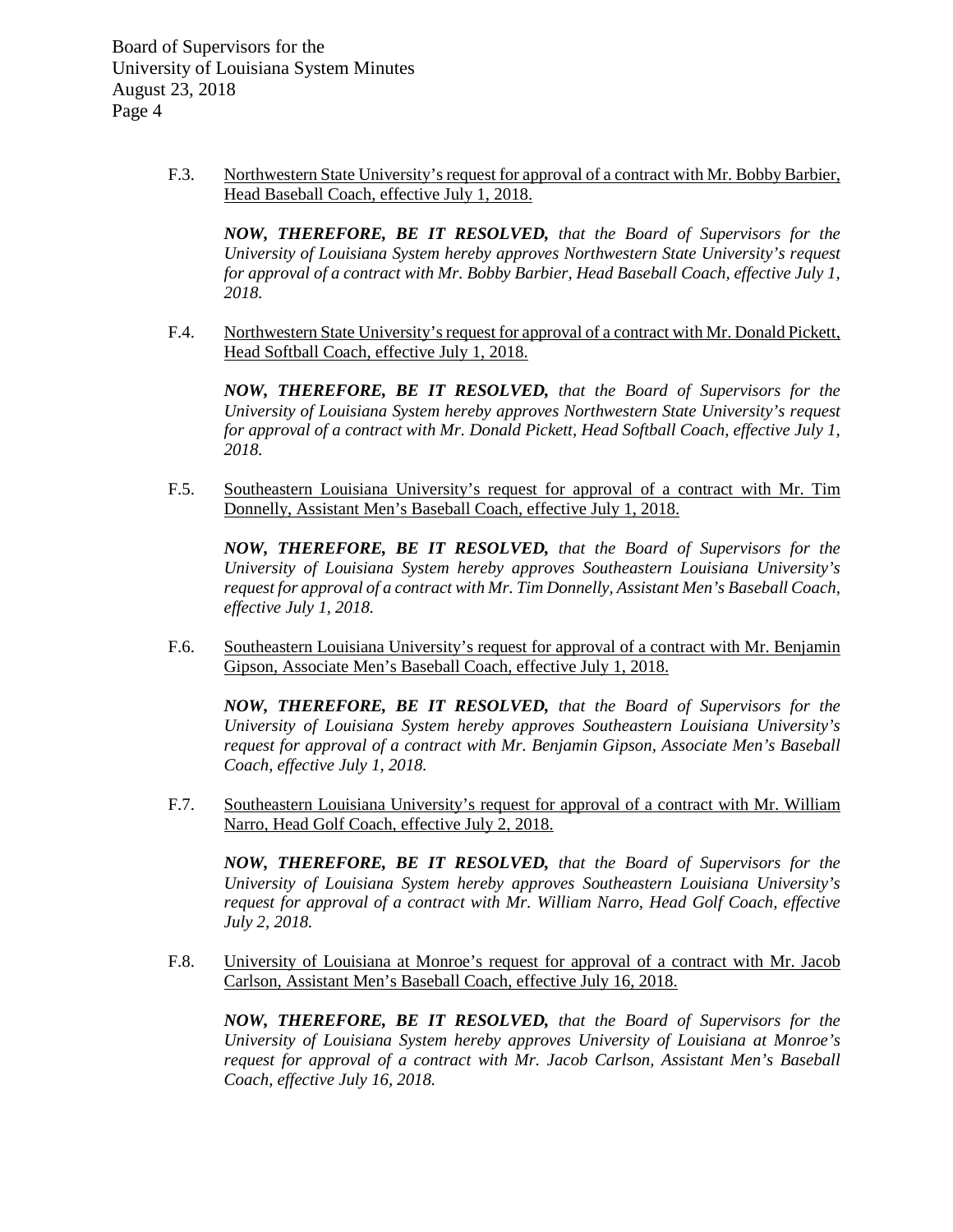F.3. Northwestern State University's request for approval of a contract with Mr. Bobby Barbier, Head Baseball Coach, effective July 1, 2018.

***NOW, THEREFORE, BE IT RESOLVED,*** *that the Board of Supervisors for the University of Louisiana System hereby approves Northwestern State University's request for approval of a contract with Mr. Bobby Barbier, Head Baseball Coach, effective July 1, 2018.*

F.4. Northwestern State University's request for approval of a contract with Mr. Donald Pickett, Head Softball Coach, effective July 1, 2018.

***NOW, THEREFORE, BE IT RESOLVED,*** *that the Board of Supervisors for the University of Louisiana System hereby approves Northwestern State University's request for approval of a contract with Mr. Donald Pickett, Head Softball Coach, effective July 1, 2018.*

F.5. Southeastern Louisiana University's request for approval of a contract with Mr. Tim Donnelly, Assistant Men's Baseball Coach, effective July 1, 2018.

***NOW, THEREFORE, BE IT RESOLVED,*** *that the Board of Supervisors for the University of Louisiana System hereby approves Southeastern Louisiana University's request for approval of a contract with Mr. Tim Donnelly, Assistant Men's Baseball Coach, effective July 1, 2018.*

F.6. Southeastern Louisiana University's request for approval of a contract with Mr. Benjamin Gipson, Associate Men's Baseball Coach, effective July 1, 2018.

***NOW, THEREFORE, BE IT RESOLVED,*** *that the Board of Supervisors for the University of Louisiana System hereby approves Southeastern Louisiana University's request for approval of a contract with Mr. Benjamin Gipson, Associate Men's Baseball Coach, effective July 1, 2018.*

F.7. Southeastern Louisiana University's request for approval of a contract with Mr. William Narro, Head Golf Coach, effective July 2, 2018.

***NOW, THEREFORE, BE IT RESOLVED,*** *that the Board of Supervisors for the University of Louisiana System hereby approves Southeastern Louisiana University's request for approval of a contract with Mr. William Narro, Head Golf Coach, effective July 2, 2018.*

F.8. University of Louisiana at Monroe's request for approval of a contract with Mr. Jacob Carlson, Assistant Men's Baseball Coach, effective July 16, 2018.

***NOW, THEREFORE, BE IT RESOLVED,*** *that the Board of Supervisors for the University of Louisiana System hereby approves University of Louisiana at Monroe's request for approval of a contract with Mr. Jacob Carlson, Assistant Men's Baseball Coach, effective July 16, 2018.*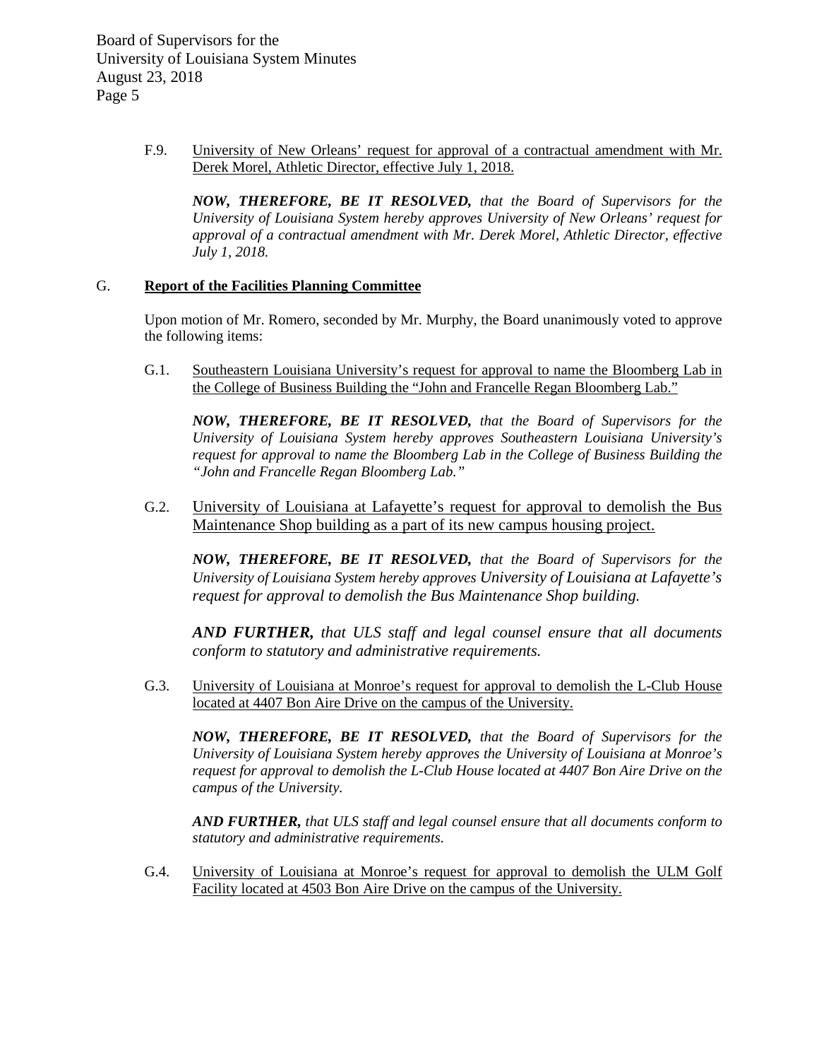F.9. University of New Orleans' request for approval of a contractual amendment with Mr. Derek Morel, Athletic Director, effective July 1, 2018.

***NOW, THEREFORE, BE IT RESOLVED,*** *that the Board of Supervisors for the University of Louisiana System hereby approves University of New Orleans' request for approval of a contractual amendment with Mr. Derek Morel, Athletic Director, effective July 1, 2018.*

G. **Report of the Facilities Planning Committee**

Upon motion of Mr. Romero, seconded by Mr. Murphy, the Board unanimously voted to approve the following items:

G.1. Southeastern Louisiana University's request for approval to name the Bloomberg Lab in the College of Business Building the "John and Francelle Regan Bloomberg Lab."

***NOW, THEREFORE, BE IT RESOLVED,*** *that the Board of Supervisors for the University of Louisiana System hereby approves Southeastern Louisiana University's request for approval to name the Bloomberg Lab in the College of Business Building the "John and Francelle Regan Bloomberg Lab."*

G.2. University of Louisiana at Lafayette's request for approval to demolish the Bus Maintenance Shop building as a part of its new campus housing project.

***NOW, THEREFORE, BE IT RESOLVED,*** *that the Board of Supervisors for the University of Louisiana System hereby approves University of Louisiana at Lafayette's request for approval to demolish the Bus Maintenance Shop building.*

***AND FURTHER,*** *that ULS staff and legal counsel ensure that all documents conform to statutory and administrative requirements.*

G.3. University of Louisiana at Monroe's request for approval to demolish the L-Club House located at 4407 Bon Aire Drive on the campus of the University.

***NOW, THEREFORE, BE IT RESOLVED,*** *that the Board of Supervisors for the University of Louisiana System hereby approves the University of Louisiana at Monroe's request for approval to demolish the L-Club House located at 4407 Bon Aire Drive on the campus of the University.*

***AND FURTHER,*** *that ULS staff and legal counsel ensure that all documents conform to statutory and administrative requirements.*

G.4. University of Louisiana at Monroe's request for approval to demolish the ULM Golf Facility located at 4503 Bon Aire Drive on the campus of the University.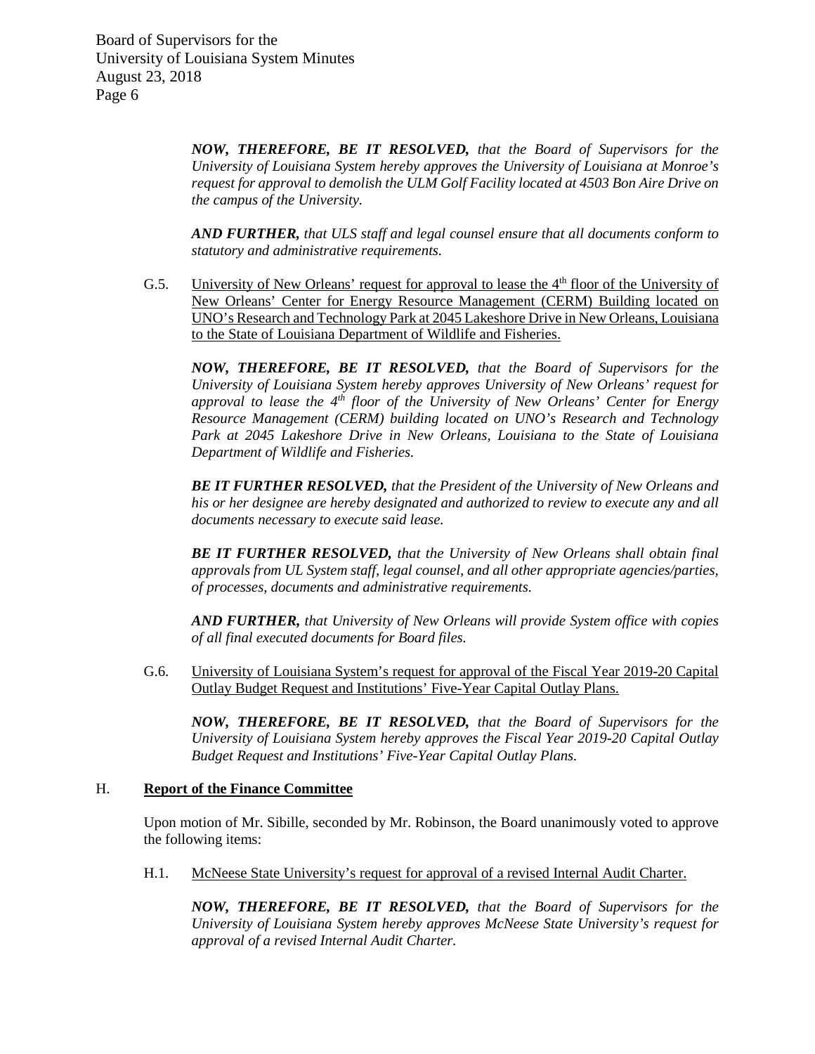***NOW, THEREFORE, BE IT RESOLVED,*** *that the Board of Supervisors for the University of Louisiana System hereby approves the University of Louisiana at Monroe's request for approval to demolish the ULM Golf Facility located at 4503 Bon Aire Drive on the campus of the University.*

***AND FURTHER,*** *that ULS staff and legal counsel ensure that all documents conform to statutory and administrative requirements.*

G.5. University of New Orleans' request for approval to lease the 4th floor of the University of New Orleans' Center for Energy Resource Management (CERM) Building located on UNO's Research and Technology Park at 2045 Lakeshore Drive in New Orleans, Louisiana to the State of Louisiana Department of Wildlife and Fisheries.

***NOW, THEREFORE, BE IT RESOLVED,*** *that the Board of Supervisors for the University of Louisiana System hereby approves University of New Orleans' request for approval to lease the 4th floor of the University of New Orleans' Center for Energy Resource Management (CERM) building located on UNO's Research and Technology Park at 2045 Lakeshore Drive in New Orleans, Louisiana to the State of Louisiana Department of Wildlife and Fisheries.*

***BE IT FURTHER RESOLVED,*** *that the President of the University of New Orleans and his or her designee are hereby designated and authorized to review to execute any and all documents necessary to execute said lease.*

***BE IT FURTHER RESOLVED,*** *that the University of New Orleans shall obtain final approvals from UL System staff, legal counsel, and all other appropriate agencies/parties, of processes, documents and administrative requirements.*

***AND FURTHER,*** *that University of New Orleans will provide System office with copies of all final executed documents for Board files.*

G.6. University of Louisiana System's request for approval of the Fiscal Year 2019-20 Capital Outlay Budget Request and Institutions' Five-Year Capital Outlay Plans.

***NOW, THEREFORE, BE IT RESOLVED,*** *that the Board of Supervisors for the University of Louisiana System hereby approves the Fiscal Year 2019-20 Capital Outlay Budget Request and Institutions' Five-Year Capital Outlay Plans.*

## H. Report of the Finance Committee

Upon motion of Mr. Sibille, seconded by Mr. Robinson, the Board unanimously voted to approve the following items:

H.1. McNeese State University's request for approval of a revised Internal Audit Charter.

***NOW, THEREFORE, BE IT RESOLVED,*** *that the Board of Supervisors for the University of Louisiana System hereby approves McNeese State University's request for approval of a revised Internal Audit Charter.*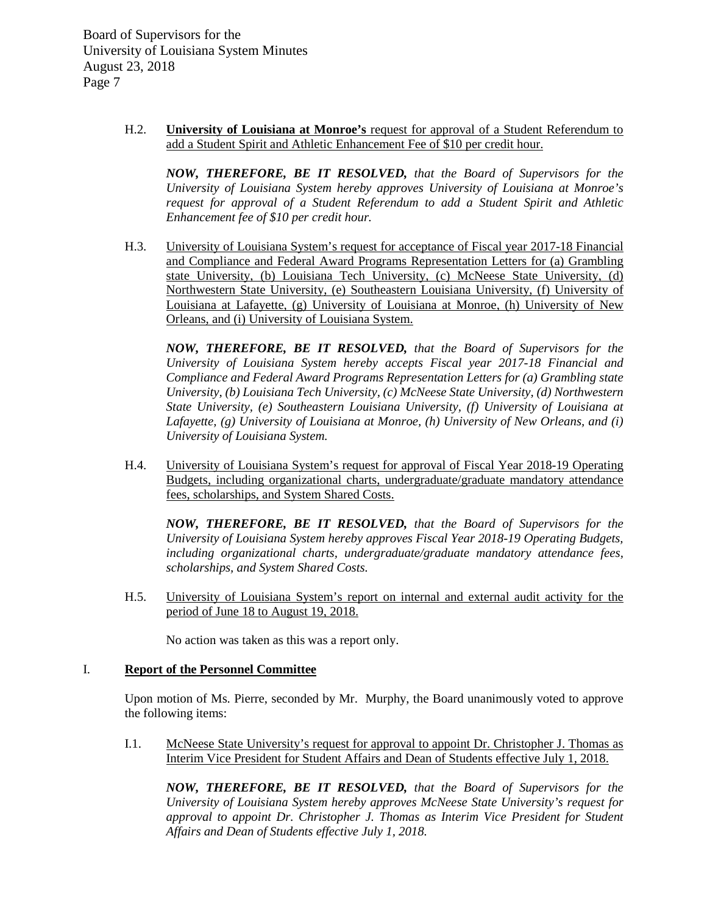H.2. **University of Louisiana at Monroe's** request for approval of a Student Referendum to add a Student Spirit and Athletic Enhancement Fee of $10 per credit hour.

***NOW, THEREFORE, BE IT RESOLVED,*** *that the Board of Supervisors for the University of Louisiana System hereby approves University of Louisiana at Monroe's request for approval of a Student Referendum to add a Student Spirit and Athletic Enhancement fee of $10 per credit hour.*

H.3. University of Louisiana System's request for acceptance of Fiscal year 2017-18 Financial and Compliance and Federal Award Programs Representation Letters for (a) Grambling state University, (b) Louisiana Tech University, (c) McNeese State University, (d) Northwestern State University, (e) Southeastern Louisiana University, (f) University of Louisiana at Lafayette, (g) University of Louisiana at Monroe, (h) University of New Orleans, and (i) University of Louisiana System.

***NOW, THEREFORE, BE IT RESOLVED,*** *that the Board of Supervisors for the University of Louisiana System hereby accepts Fiscal year 2017-18 Financial and Compliance and Federal Award Programs Representation Letters for (a) Grambling state University, (b) Louisiana Tech University, (c) McNeese State University, (d) Northwestern State University, (e) Southeastern Louisiana University, (f) University of Louisiana at Lafayette, (g) University of Louisiana at Monroe, (h) University of New Orleans, and (i) University of Louisiana System.*

H.4. University of Louisiana System's request for approval of Fiscal Year 2018-19 Operating Budgets, including organizational charts, undergraduate/graduate mandatory attendance fees, scholarships, and System Shared Costs.

***NOW, THEREFORE, BE IT RESOLVED,*** *that the Board of Supervisors for the University of Louisiana System hereby approves Fiscal Year 2018-19 Operating Budgets, including organizational charts, undergraduate/graduate mandatory attendance fees, scholarships, and System Shared Costs.*

H.5. University of Louisiana System's report on internal and external audit activity for the period of June 18 to August 19, 2018.

No action was taken as this was a report only.

## I. **Report of the Personnel Committee**

Upon motion of Ms. Pierre, seconded by Mr. Murphy, the Board unanimously voted to approve the following items:

I.1. McNeese State University's request for approval to appoint Dr. Christopher J. Thomas as Interim Vice President for Student Affairs and Dean of Students effective July 1, 2018.

***NOW, THEREFORE, BE IT RESOLVED,*** *that the Board of Supervisors for the University of Louisiana System hereby approves McNeese State University's request for approval to appoint Dr. Christopher J. Thomas as Interim Vice President for Student Affairs and Dean of Students effective July 1, 2018.*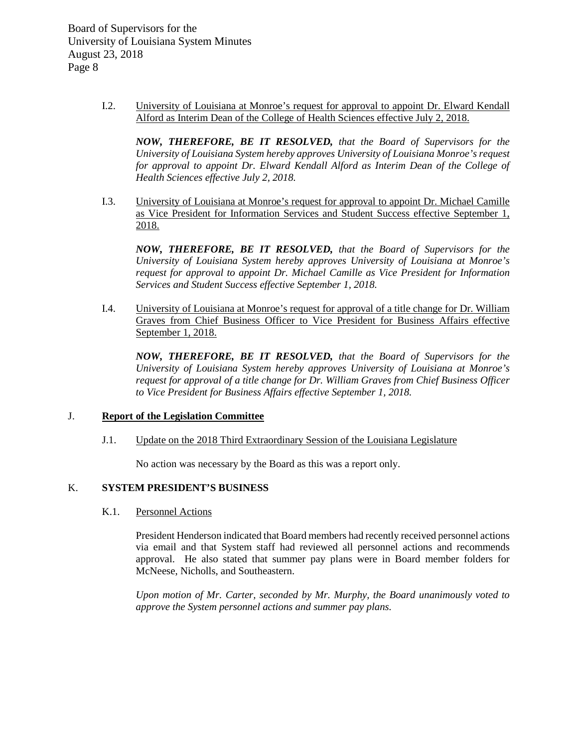I.2. <u>University of Louisiana at Monroe's request for approval to appoint Dr. Elward Kendall Alford as Interim Dean of the College of Health Sciences effective July 2, 2018.</u>

***NOW, THEREFORE, BE IT RESOLVED,*** *that the Board of Supervisors for the University of Louisiana System hereby approves University of Louisiana Monroe's request for approval to appoint Dr. Elward Kendall Alford as Interim Dean of the College of Health Sciences effective July 2, 2018.*

I.3. <u>University of Louisiana at Monroe's request for approval to appoint Dr. Michael Camille as Vice President for Information Services and Student Success effective September 1, 2018.</u>

***NOW, THEREFORE, BE IT RESOLVED,*** *that the Board of Supervisors for the University of Louisiana System hereby approves University of Louisiana at Monroe's request for approval to appoint Dr. Michael Camille as Vice President for Information Services and Student Success effective September 1, 2018.*

I.4. <u>University of Louisiana at Monroe's request for approval of a title change for Dr. William Graves from Chief Business Officer to Vice President for Business Affairs effective September 1, 2018.</u>

***NOW, THEREFORE, BE IT RESOLVED,*** *that the Board of Supervisors for the University of Louisiana System hereby approves University of Louisiana at Monroe's request for approval of a title change for Dr. William Graves from Chief Business Officer to Vice President for Business Affairs effective September 1, 2018.*

## J. <u>Report of the Legislation Committee</u>

J.1. <u>Update on the 2018 Third Extraordinary Session of the Louisiana Legislature</u>

No action was necessary by the Board as this was a report only.

## K. SYSTEM PRESIDENT'S BUSINESS

K.1. <u>Personnel Actions</u>

President Henderson indicated that Board members had recently received personnel actions via email and that System staff had reviewed all personnel actions and recommends approval. He also stated that summer pay plans were in Board member folders for McNeese, Nicholls, and Southeastern.

*Upon motion of Mr. Carter, seconded by Mr. Murphy, the Board unanimously voted to approve the System personnel actions and summer pay plans.*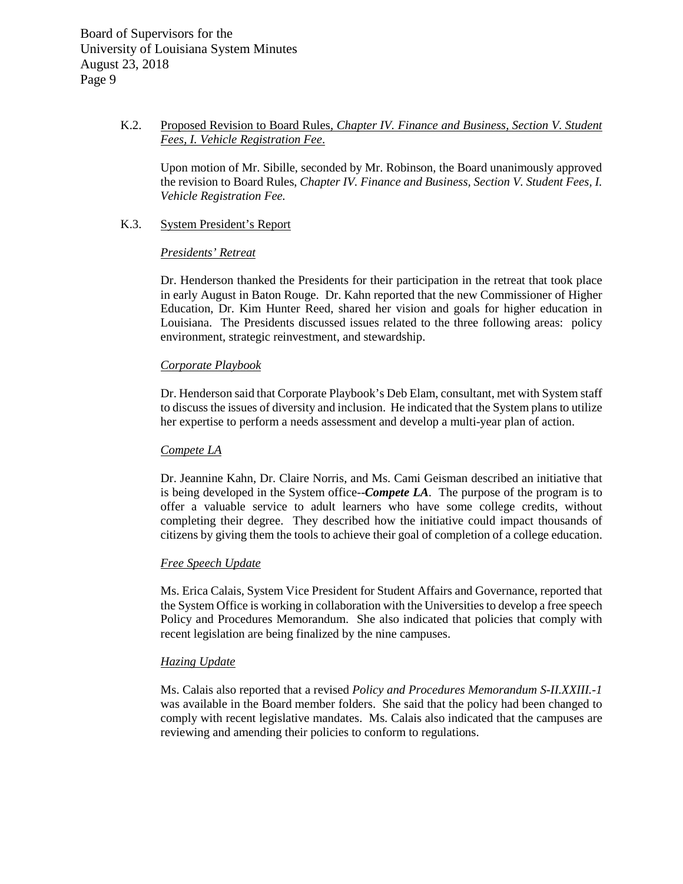K.2. Proposed Revision to Board Rules, *Chapter IV. Finance and Business, Section V. Student Fees, I. Vehicle Registration Fee*.

Upon motion of Mr. Sibille, seconded by Mr. Robinson, the Board unanimously approved the revision to Board Rules, *Chapter IV. Finance and Business, Section V. Student Fees, I. Vehicle Registration Fee.*

K.3. System President's Report

*Presidents' Retreat*

Dr. Henderson thanked the Presidents for their participation in the retreat that took place in early August in Baton Rouge. Dr. Kahn reported that the new Commissioner of Higher Education, Dr. Kim Hunter Reed, shared her vision and goals for higher education in Louisiana. The Presidents discussed issues related to the three following areas: policy environment, strategic reinvestment, and stewardship.

*Corporate Playbook*

Dr. Henderson said that Corporate Playbook's Deb Elam, consultant, met with System staff to discuss the issues of diversity and inclusion. He indicated that the System plans to utilize her expertise to perform a needs assessment and develop a multi-year plan of action.

*Compete LA*

Dr. Jeannine Kahn, Dr. Claire Norris, and Ms. Cami Geisman described an initiative that is being developed in the System office--***Compete LA***. The purpose of the program is to offer a valuable service to adult learners who have some college credits, without completing their degree. They described how the initiative could impact thousands of citizens by giving them the tools to achieve their goal of completion of a college education.

*Free Speech Update*

Ms. Erica Calais, System Vice President for Student Affairs and Governance, reported that the System Office is working in collaboration with the Universities to develop a free speech Policy and Procedures Memorandum. She also indicated that policies that comply with recent legislation are being finalized by the nine campuses.

*Hazing Update*

Ms. Calais also reported that a revised *Policy and Procedures Memorandum S-II.XXIII.-1* was available in the Board member folders. She said that the policy had been changed to comply with recent legislative mandates. Ms. Calais also indicated that the campuses are reviewing and amending their policies to conform to regulations.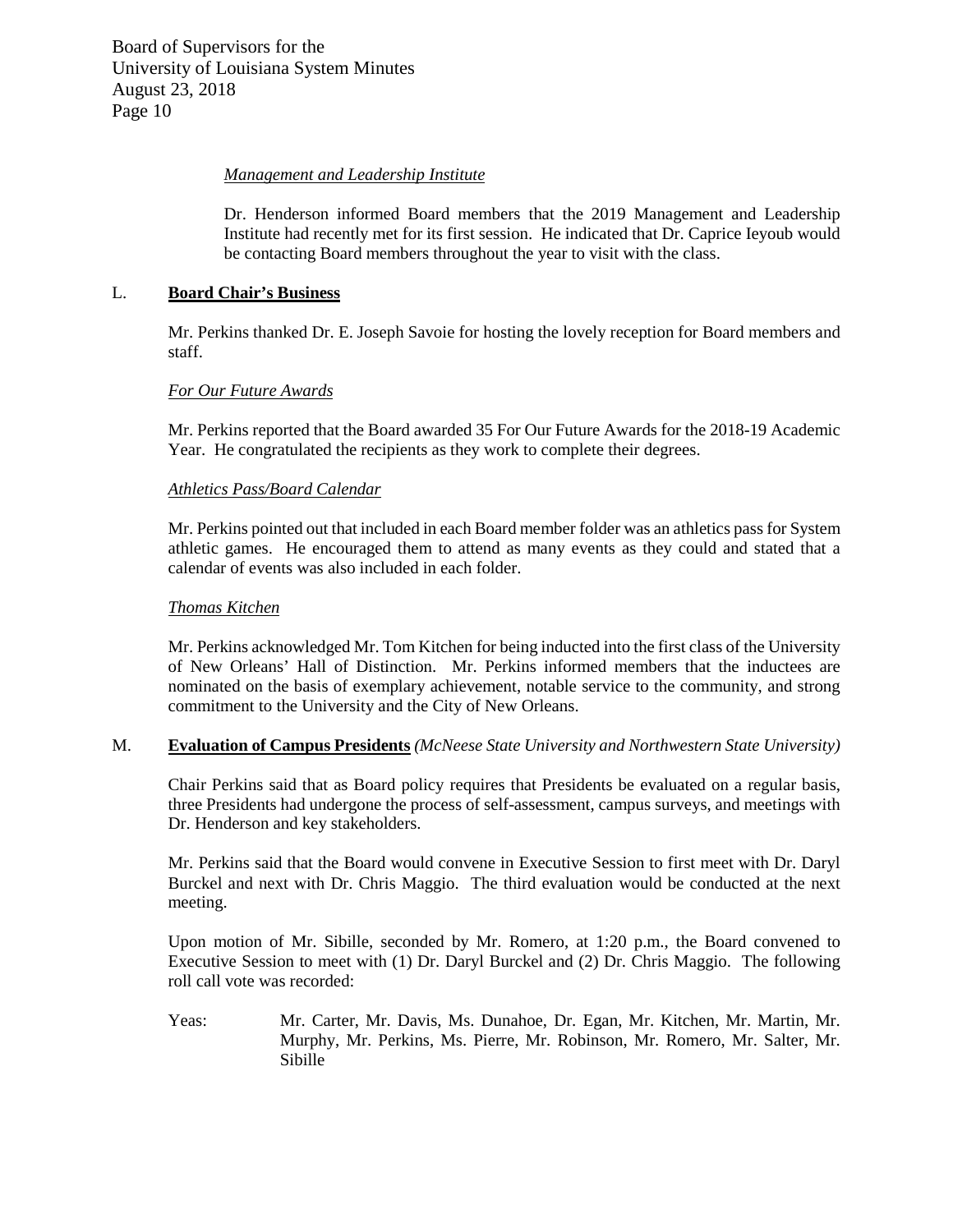*Management and Leadership Institute*

Dr. Henderson informed Board members that the 2019 Management and Leadership Institute had recently met for its first session. He indicated that Dr. Caprice Ieyoub would be contacting Board members throughout the year to visit with the class.

## L. **Board Chair's Business**

Mr. Perkins thanked Dr. E. Joseph Savoie for hosting the lovely reception for Board members and staff.

*For Our Future Awards*

Mr. Perkins reported that the Board awarded 35 For Our Future Awards for the 2018-19 Academic Year. He congratulated the recipients as they work to complete their degrees.

*Athletics Pass/Board Calendar*

Mr. Perkins pointed out that included in each Board member folder was an athletics pass for System athletic games. He encouraged them to attend as many events as they could and stated that a calendar of events was also included in each folder.

*Thomas Kitchen*

Mr. Perkins acknowledged Mr. Tom Kitchen for being inducted into the first class of the University of New Orleans' Hall of Distinction. Mr. Perkins informed members that the inductees are nominated on the basis of exemplary achievement, notable service to the community, and strong commitment to the University and the City of New Orleans.

## M. **Evaluation of Campus Presidents** *(McNeese State University and Northwestern State University)*

Chair Perkins said that as Board policy requires that Presidents be evaluated on a regular basis, three Presidents had undergone the process of self-assessment, campus surveys, and meetings with Dr. Henderson and key stakeholders.

Mr. Perkins said that the Board would convene in Executive Session to first meet with Dr. Daryl Burckel and next with Dr. Chris Maggio. The third evaluation would be conducted at the next meeting.

Upon motion of Mr. Sibille, seconded by Mr. Romero, at 1:20 p.m., the Board convened to Executive Session to meet with (1) Dr. Daryl Burckel and (2) Dr. Chris Maggio. The following roll call vote was recorded:

Yeas: Mr. Carter, Mr. Davis, Ms. Dunahoe, Dr. Egan, Mr. Kitchen, Mr. Martin, Mr. Murphy, Mr. Perkins, Ms. Pierre, Mr. Robinson, Mr. Romero, Mr. Salter, Mr. Sibille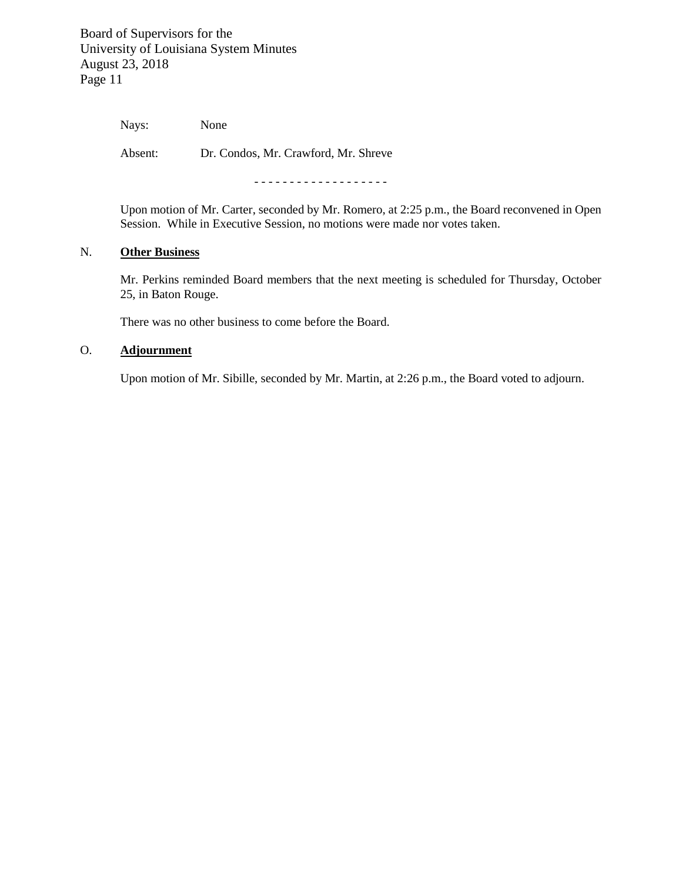Nays: None

Absent: Dr. Condos, Mr. Crawford, Mr. Shreve

\- - - - - - - - - - - - - - - - - -

Upon motion of Mr. Carter, seconded by Mr. Romero, at 2:25 p.m., the Board reconvened in Open Session. While in Executive Session, no motions were made nor votes taken.

N. **Other Business**

Mr. Perkins reminded Board members that the next meeting is scheduled for Thursday, October 25, in Baton Rouge.

There was no other business to come before the Board.

O. **Adjournment**

Upon motion of Mr. Sibille, seconded by Mr. Martin, at 2:26 p.m., the Board voted to adjourn.